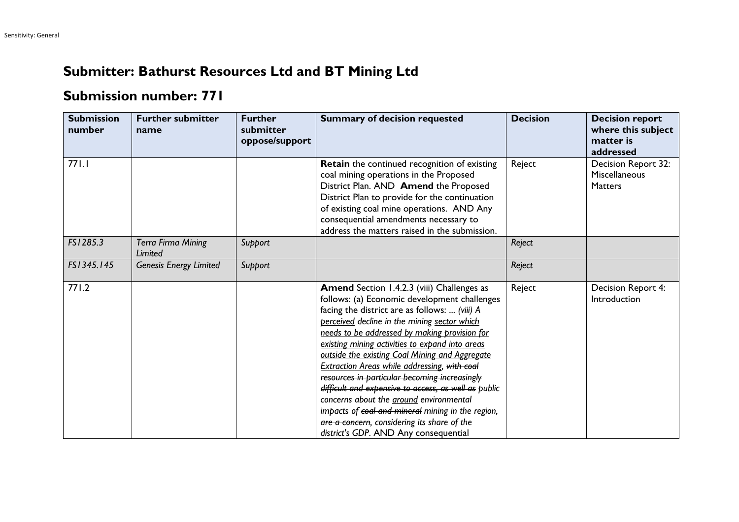# Submitter: Bathurst Resources Ltd and BT Mining Ltd

## Submission number: 771

| Submission number | Further submitter name | Further submitter oppose/support | Summary of decision requested | Decision | Decision report where this subject matter is addressed |
|---|---|---|---|---|---|
| 771.1 | | | **Retain** the continued recognition of existing coal mining operations in the Proposed District Plan. AND **Amend** the Proposed District Plan to provide for the continuation of existing coal mine operations. AND Any consequential amendments necessary to address the matters raised in the submission. | Reject | Decision Report 32: Miscellaneous Matters |
| *FS1285.3* | *Terra Firma Mining Limited* | *Support* | | *Reject* | |
| *FS1345.145* | *Genesis Energy Limited* | *Support* | | *Reject* | |
| 771.2 | | | **Amend** Section 1.4.2.3 (viii) Challenges as follows: (a) Economic development challenges facing the district are as follows: ... *(viii) A <u>perceived</u> decline in the mining <u>sector which needs to be addressed by making provision for existing mining activities to expand into areas outside the existing Coal Mining and Aggregate Extraction Areas while addressing</u>, ~~with coal resources in particular becoming increasingly difficult and expensive to access, as well as~~ public concerns about the <u>around</u> environmental impacts of ~~coal and mineral~~ mining in the region, ~~are a concern~~, considering its share of the district's GDP*. AND Any consequential | Reject | Decision Report 4: Introduction |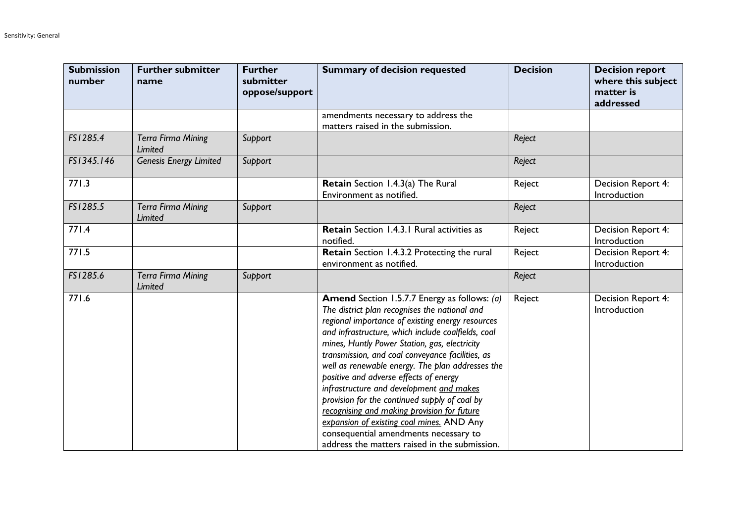| Submission number | Further submitter name | Further submitter oppose/support | Summary of decision requested | Decision | Decision report where this subject matter is addressed |
|---|---|---|---|---|---|
| | | | amendments necessary to address the matters raised in the submission. | | |
| *FS1285.4* | *Terra Firma Mining Limited* | *Support* | | *Reject* | |
| *FS1345.146* | *Genesis Energy Limited* | *Support* | | *Reject* | |
| 771.3 | | | **Retain** Section 1.4.3(a) The Rural Environment as notified. | Reject | Decision Report 4: Introduction |
| *FS1285.5* | *Terra Firma Mining Limited* | *Support* | | *Reject* | |
| 771.4 | | | **Retain** Section 1.4.3.1 Rural activities as notified. | Reject | Decision Report 4: Introduction |
| 771.5 | | | **Retain** Section 1.4.3.2 Protecting the rural environment as notified. | Reject | Decision Report 4: Introduction |
| *FS1285.6* | *Terra Firma Mining Limited* | *Support* | | *Reject* | |
| 771.6 | | | **Amend** Section 1.5.7.7 Energy as follows: *(a) The district plan recognises the national and regional importance of existing energy resources and infrastructure, which include coalfields, coal mines, Huntly Power Station, gas, electricity transmission, and coal conveyance facilities, as well as renewable energy. The plan addresses the positive and adverse effects of energy infrastructure and development <u>and makes provision for the continued supply of coal by recognising and making provision for future expansion of existing coal mines.</u>* AND Any consequential amendments necessary to address the matters raised in the submission. | Reject | Decision Report 4: Introduction |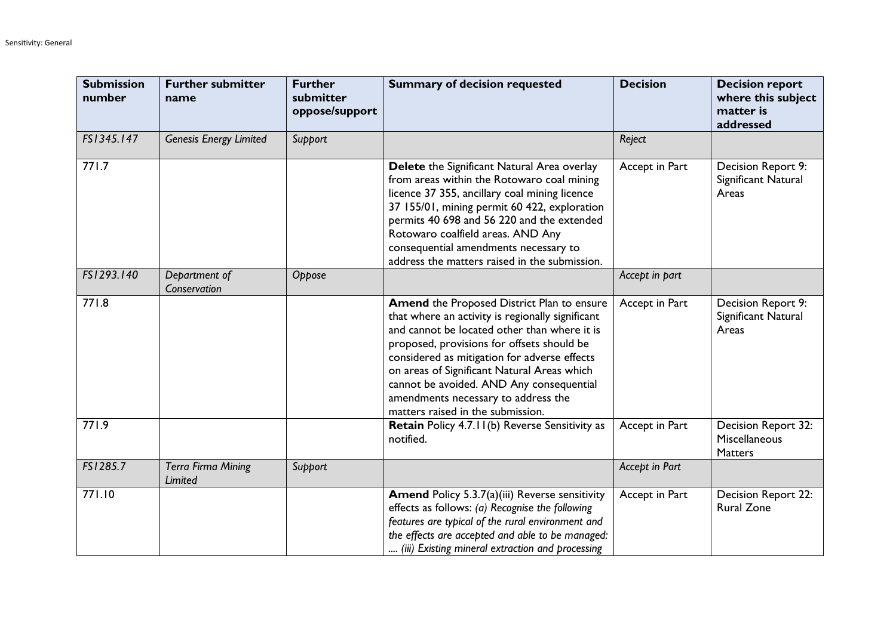| Submission number | Further submitter name | Further submitter oppose/support | Summary of decision requested | Decision | Decision report where this subject matter is addressed |
|---|---|---|---|---|---|
| *FS1345.147* | *Genesis Energy Limited* | *Support* | | *Reject* | |
| 771.7 | | | **Delete** the Significant Natural Area overlay from areas within the Rotowaro coal mining licence 37 355, ancillary coal mining licence 37 155/01, mining permit 60 422, exploration permits 40 698 and 56 220 and the extended Rotowaro coalfield areas. AND Any consequential amendments necessary to address the matters raised in the submission. | Accept in Part | Decision Report 9: Significant Natural Areas |
| *FS1293.140* | *Department of Conservation* | *Oppose* | | *Accept in part* | |
| 771.8 | | | **Amend** the Proposed District Plan to ensure that where an activity is regionally significant and cannot be located other than where it is proposed, provisions for offsets should be considered as mitigation for adverse effects on areas of Significant Natural Areas which cannot be avoided. AND Any consequential amendments necessary to address the matters raised in the submission. | Accept in Part | Decision Report 9: Significant Natural Areas |
| 771.9 | | | **Retain** Policy 4.7.11(b) Reverse Sensitivity as notified. | Accept in Part | Decision Report 32: Miscellaneous Matters |
| *FS1285.7* | *Terra Firma Mining Limited* | *Support* | | *Accept in Part* | |
| 771.10 | | | **Amend** Policy 5.3.7(a)(iii) Reverse sensitivity effects as follows: *(a) Recognise the following features are typical of the rural environment and the effects are accepted and able to be managed: .... (iii) Existing mineral extraction and processing* | Accept in Part | Decision Report 22: Rural Zone |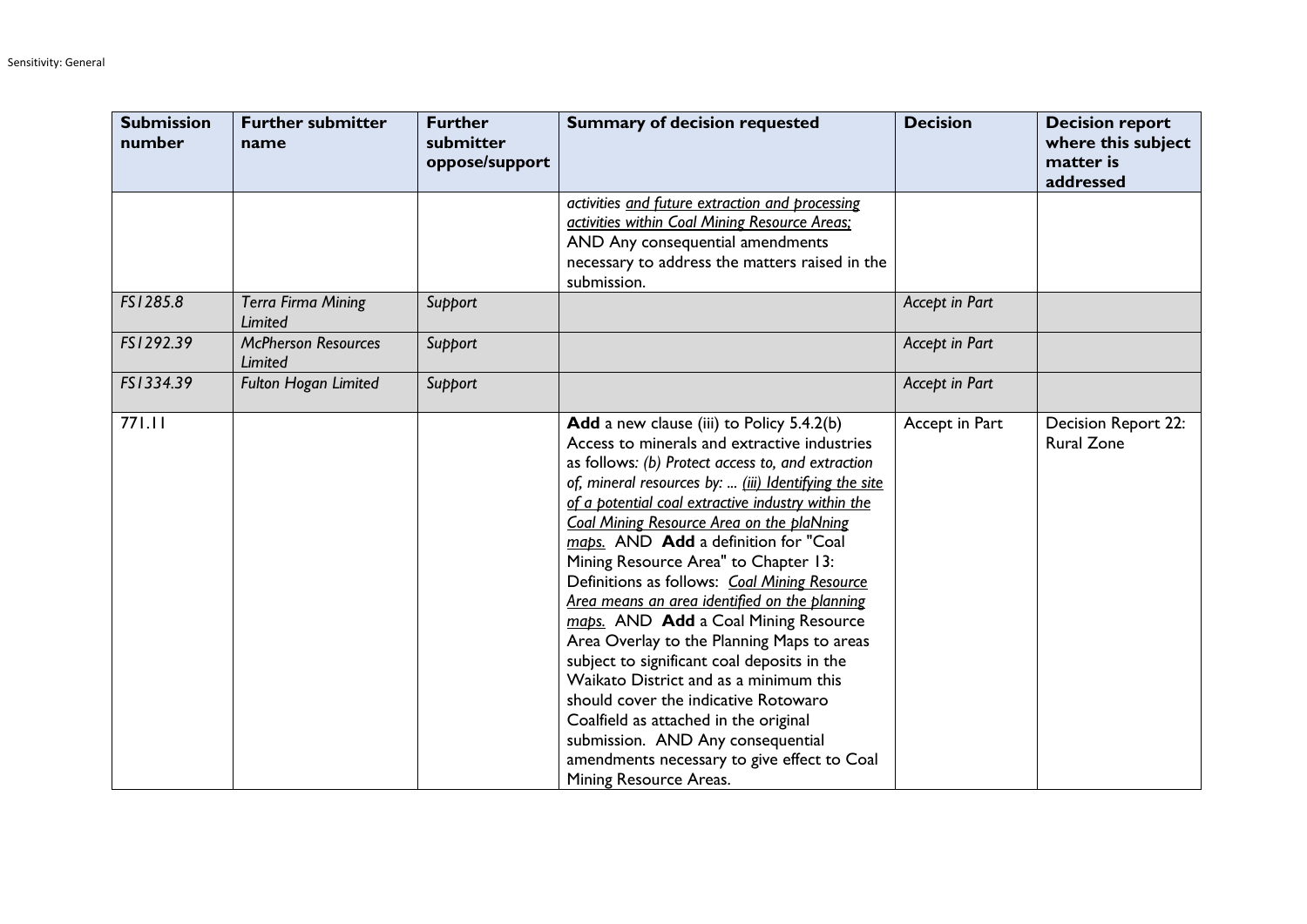| Submission number | Further submitter name | Further submitter oppose/support | Summary of decision requested | Decision | Decision report where this subject matter is addressed |
|---|---|---|---|---|---|
| | | | *activities <u>and future extraction and processing activities within Coal Mining Resource Areas;</u>* AND Any consequential amendments necessary to address the matters raised in the submission. | | |
| *FS1285.8* | *Terra Firma Mining Limited* | *Support* | | *Accept in Part* | |
| *FS1292.39* | *McPherson Resources Limited* | *Support* | | *Accept in Part* | |
| *FS1334.39* | *Fulton Hogan Limited* | *Support* | | *Accept in Part* | |
| 771.11 | | | **Add** a new clause (iii) to Policy 5.4.2(b) Access to minerals and extractive industries as follows: *(b) Protect access to, and extraction of, mineral resources by: ... <u>(iii) Identifying the site of a potential coal extractive industry within the Coal Mining Resource Area on the plaNning maps.</u>* AND **Add** a definition for "Coal Mining Resource Area" to Chapter 13: Definitions as follows: *<u>Coal Mining Resource Area means an area identified on the planning maps.</u>* AND **Add** a Coal Mining Resource Area Overlay to the Planning Maps to areas subject to significant coal deposits in the Waikato District and as a minimum this should cover the indicative Rotowaro Coalfield as attached in the original submission. AND Any consequential amendments necessary to give effect to Coal Mining Resource Areas. | Accept in Part | Decision Report 22: Rural Zone |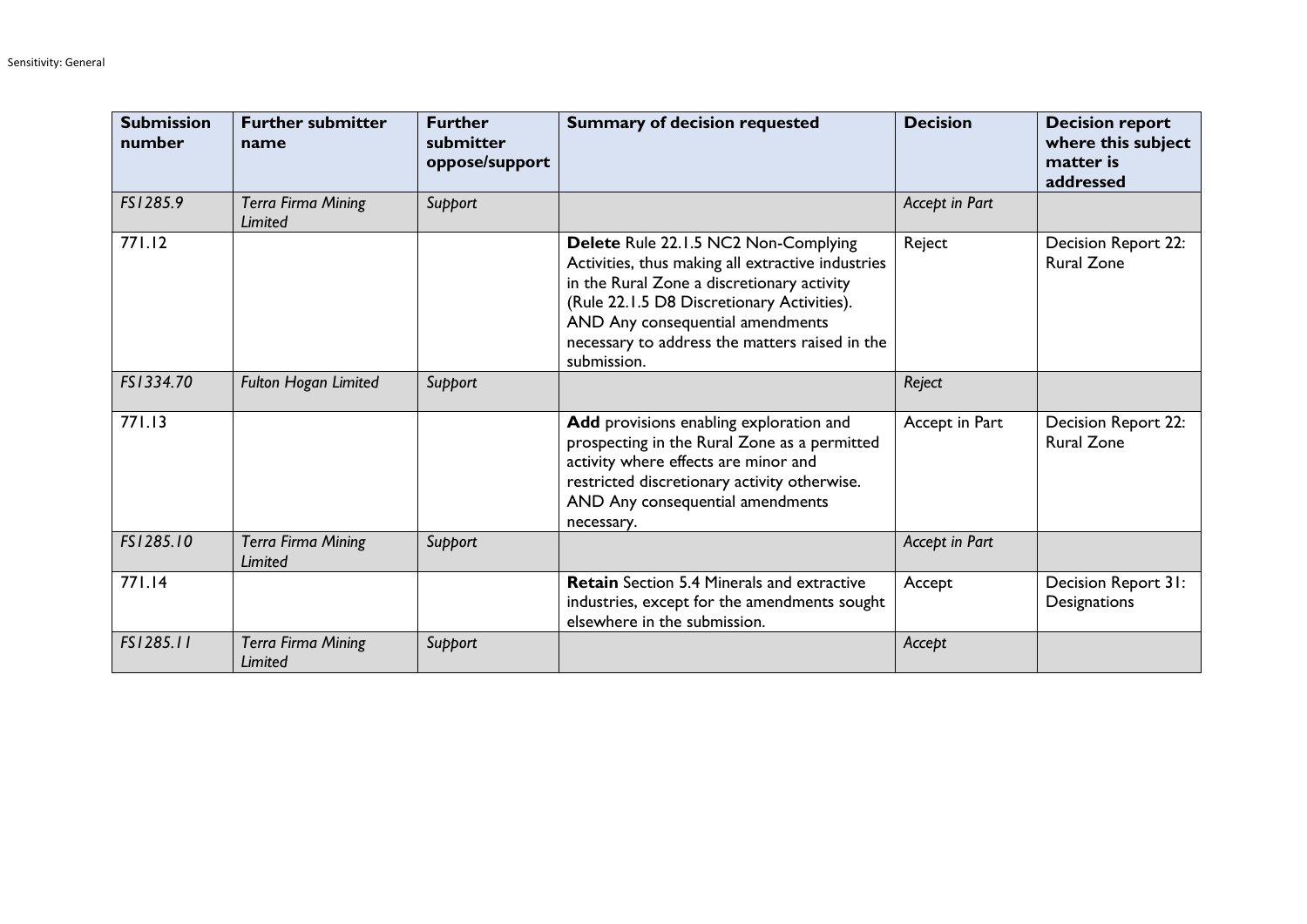| Submission number | Further submitter name | Further submitter oppose/support | Summary of decision requested | Decision | Decision report where this subject matter is addressed |
|---|---|---|---|---|---|
| *FS1285.9* | *Terra Firma Mining Limited* | *Support* | | *Accept in Part* | |
| 771.12 | | | **Delete** Rule 22.1.5 NC2 Non-Complying Activities, thus making all extractive industries in the Rural Zone a discretionary activity (Rule 22.1.5 D8 Discretionary Activities). AND Any consequential amendments necessary to address the matters raised in the submission. | Reject | Decision Report 22: Rural Zone |
| *FS1334.70* | *Fulton Hogan Limited* | *Support* | | *Reject* | |
| 771.13 | | | **Add** provisions enabling exploration and prospecting in the Rural Zone as a permitted activity where effects are minor and restricted discretionary activity otherwise. AND Any consequential amendments necessary. | Accept in Part | Decision Report 22: Rural Zone |
| *FS1285.10* | *Terra Firma Mining Limited* | *Support* | | *Accept in Part* | |
| 771.14 | | | **Retain** Section 5.4 Minerals and extractive industries, except for the amendments sought elsewhere in the submission. | Accept | Decision Report 31: Designations |
| *FS1285.11* | *Terra Firma Mining Limited* | *Support* | | *Accept* | |